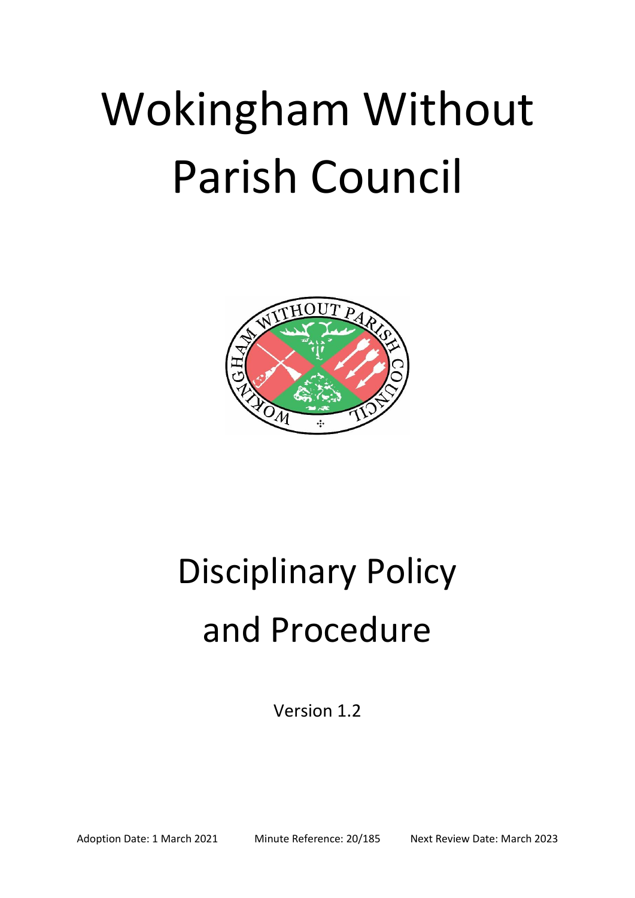# Wokingham Without Parish Council

# Disciplinary Policy and Procedure

Version 1.2

Adoption Date: 1 March 2021 Minute Reference: 20/185 Next Review Date: March 2023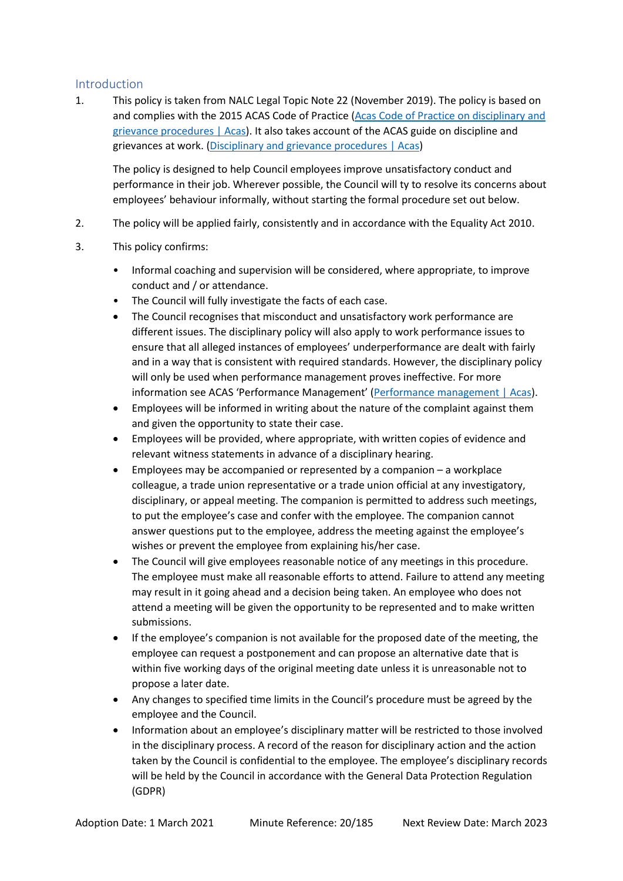## Introduction

1. This policy is taken from NALC Legal Topic Note 22 (November 2019). The policy is based on and complies with the 2015 ACAS Code of Practice ([Acas Code of Practice on disciplinary and grievance procedures | Acas]()). It also takes account of the ACAS guide on discipline and grievances at work. ([Disciplinary and grievance procedures | Acas]())

   The policy is designed to help Council employees improve unsatisfactory conduct and performance in their job. Wherever possible, the Council will ty to resolve its concerns about employees' behaviour informally, without starting the formal procedure set out below.

2. The policy will be applied fairly, consistently and in accordance with the Equality Act 2010.

3. This policy confirms:

   - Informal coaching and supervision will be considered, where appropriate, to improve conduct and / or attendance.
   - The Council will fully investigate the facts of each case.
   - The Council recognises that misconduct and unsatisfactory work performance are different issues. The disciplinary policy will also apply to work performance issues to ensure that all alleged instances of employees' underperformance are dealt with fairly and in a way that is consistent with required standards. However, the disciplinary policy will only be used when performance management proves ineffective. For more information see ACAS 'Performance Management' ([Performance management | Acas]()).
   - Employees will be informed in writing about the nature of the complaint against them and given the opportunity to state their case.
   - Employees will be provided, where appropriate, with written copies of evidence and relevant witness statements in advance of a disciplinary hearing.
   - Employees may be accompanied or represented by a companion – a workplace colleague, a trade union representative or a trade union official at any investigatory, disciplinary, or appeal meeting. The companion is permitted to address such meetings, to put the employee's case and confer with the employee. The companion cannot answer questions put to the employee, address the meeting against the employee's wishes or prevent the employee from explaining his/her case.
   - The Council will give employees reasonable notice of any meetings in this procedure. The employee must make all reasonable efforts to attend. Failure to attend any meeting may result in it going ahead and a decision being taken. An employee who does not attend a meeting will be given the opportunity to be represented and to make written submissions.
   - If the employee's companion is not available for the proposed date of the meeting, the employee can request a postponement and can propose an alternative date that is within five working days of the original meeting date unless it is unreasonable not to propose a later date.
   - Any changes to specified time limits in the Council's procedure must be agreed by the employee and the Council.
   - Information about an employee's disciplinary matter will be restricted to those involved in the disciplinary process. A record of the reason for disciplinary action and the action taken by the Council is confidential to the employee. The employee's disciplinary records will be held by the Council in accordance with the General Data Protection Regulation (GDPR)

Adoption Date: 1 March 2021 Minute Reference: 20/185 Next Review Date: March 2023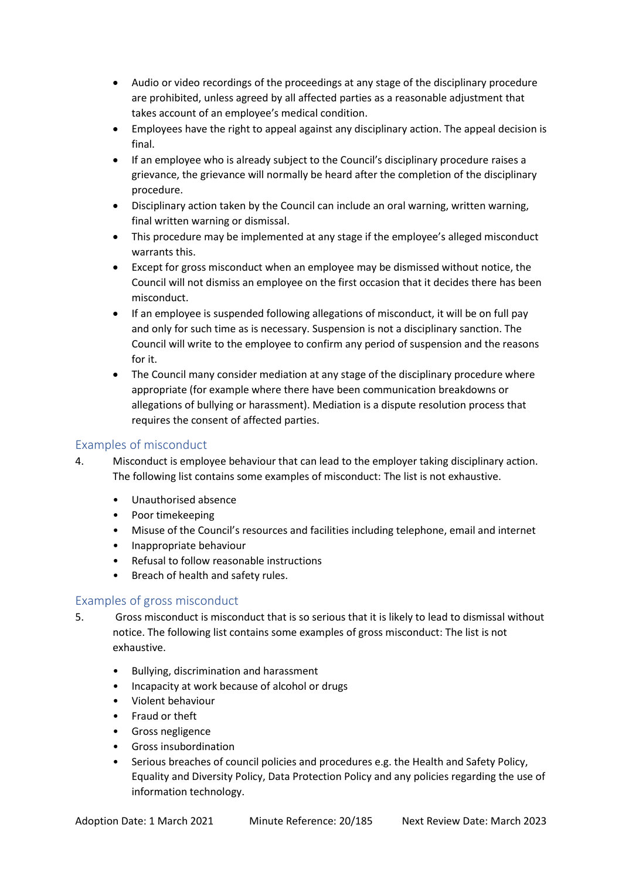- Audio or video recordings of the proceedings at any stage of the disciplinary procedure are prohibited, unless agreed by all affected parties as a reasonable adjustment that takes account of an employee's medical condition.
- Employees have the right to appeal against any disciplinary action. The appeal decision is final.
- If an employee who is already subject to the Council's disciplinary procedure raises a grievance, the grievance will normally be heard after the completion of the disciplinary procedure.
- Disciplinary action taken by the Council can include an oral warning, written warning, final written warning or dismissal.
- This procedure may be implemented at any stage if the employee's alleged misconduct warrants this.
- Except for gross misconduct when an employee may be dismissed without notice, the Council will not dismiss an employee on the first occasion that it decides there has been misconduct.
- If an employee is suspended following allegations of misconduct, it will be on full pay and only for such time as is necessary. Suspension is not a disciplinary sanction. The Council will write to the employee to confirm any period of suspension and the reasons for it.
- The Council many consider mediation at any stage of the disciplinary procedure where appropriate (for example where there have been communication breakdowns or allegations of bullying or harassment). Mediation is a dispute resolution process that requires the consent of affected parties.

## Examples of misconduct

4. Misconduct is employee behaviour that can lead to the employer taking disciplinary action. The following list contains some examples of misconduct: The list is not exhaustive.

- Unauthorised absence
- Poor timekeeping
- Misuse of the Council's resources and facilities including telephone, email and internet
- Inappropriate behaviour
- Refusal to follow reasonable instructions
- Breach of health and safety rules.

## Examples of gross misconduct

5. Gross misconduct is misconduct that is so serious that it is likely to lead to dismissal without notice. The following list contains some examples of gross misconduct: The list is not exhaustive.

- Bullying, discrimination and harassment
- Incapacity at work because of alcohol or drugs
- Violent behaviour
- Fraud or theft
- Gross negligence
- Gross insubordination
- Serious breaches of council policies and procedures e.g. the Health and Safety Policy, Equality and Diversity Policy, Data Protection Policy and any policies regarding the use of information technology.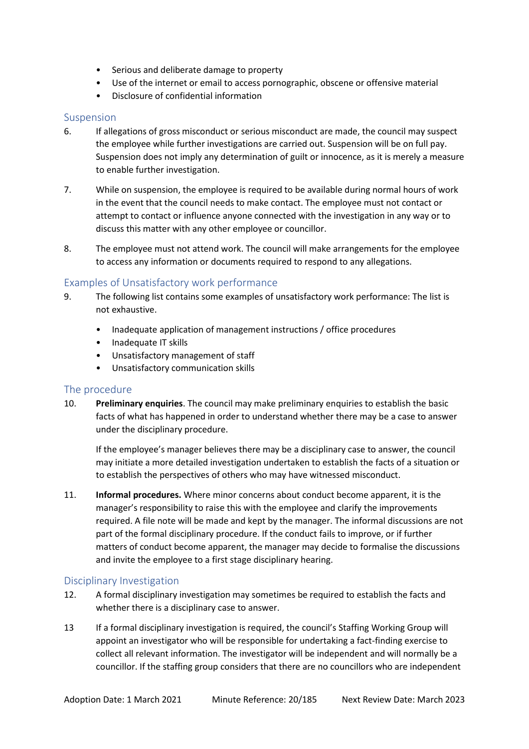- Serious and deliberate damage to property
- Use of the internet or email to access pornographic, obscene or offensive material
- Disclosure of confidential information

## Suspension

6. If allegations of gross misconduct or serious misconduct are made, the council may suspect the employee while further investigations are carried out. Suspension will be on full pay. Suspension does not imply any determination of guilt or innocence, as it is merely a measure to enable further investigation.

7. While on suspension, the employee is required to be available during normal hours of work in the event that the council needs to make contact. The employee must not contact or attempt to contact or influence anyone connected with the investigation in any way or to discuss this matter with any other employee or councillor.

8. The employee must not attend work. The council will make arrangements for the employee to access any information or documents required to respond to any allegations.

## Examples of Unsatisfactory work performance

9. The following list contains some examples of unsatisfactory work performance: The list is not exhaustive.

   - Inadequate application of management instructions / office procedures
   - Inadequate IT skills
   - Unsatisfactory management of staff
   - Unsatisfactory communication skills

## The procedure

10. **Preliminary enquiries**. The council may make preliminary enquiries to establish the basic facts of what has happened in order to understand whether there may be a case to answer under the disciplinary procedure.

    If the employee's manager believes there may be a disciplinary case to answer, the council may initiate a more detailed investigation undertaken to establish the facts of a situation or to establish the perspectives of others who may have witnessed misconduct.

11. **Informal procedures.** Where minor concerns about conduct become apparent, it is the manager's responsibility to raise this with the employee and clarify the improvements required. A file note will be made and kept by the manager. The informal discussions are not part of the formal disciplinary procedure. If the conduct fails to improve, or if further matters of conduct become apparent, the manager may decide to formalise the discussions and invite the employee to a first stage disciplinary hearing.

## Disciplinary Investigation

12. A formal disciplinary investigation may sometimes be required to establish the facts and whether there is a disciplinary case to answer.

13. If a formal disciplinary investigation is required, the council's Staffing Working Group will appoint an investigator who will be responsible for undertaking a fact-finding exercise to collect all relevant information. The investigator will be independent and will normally be a councillor. If the staffing group considers that there are no councillors who are independent

Adoption Date: 1 March 2021 Minute Reference: 20/185 Next Review Date: March 2023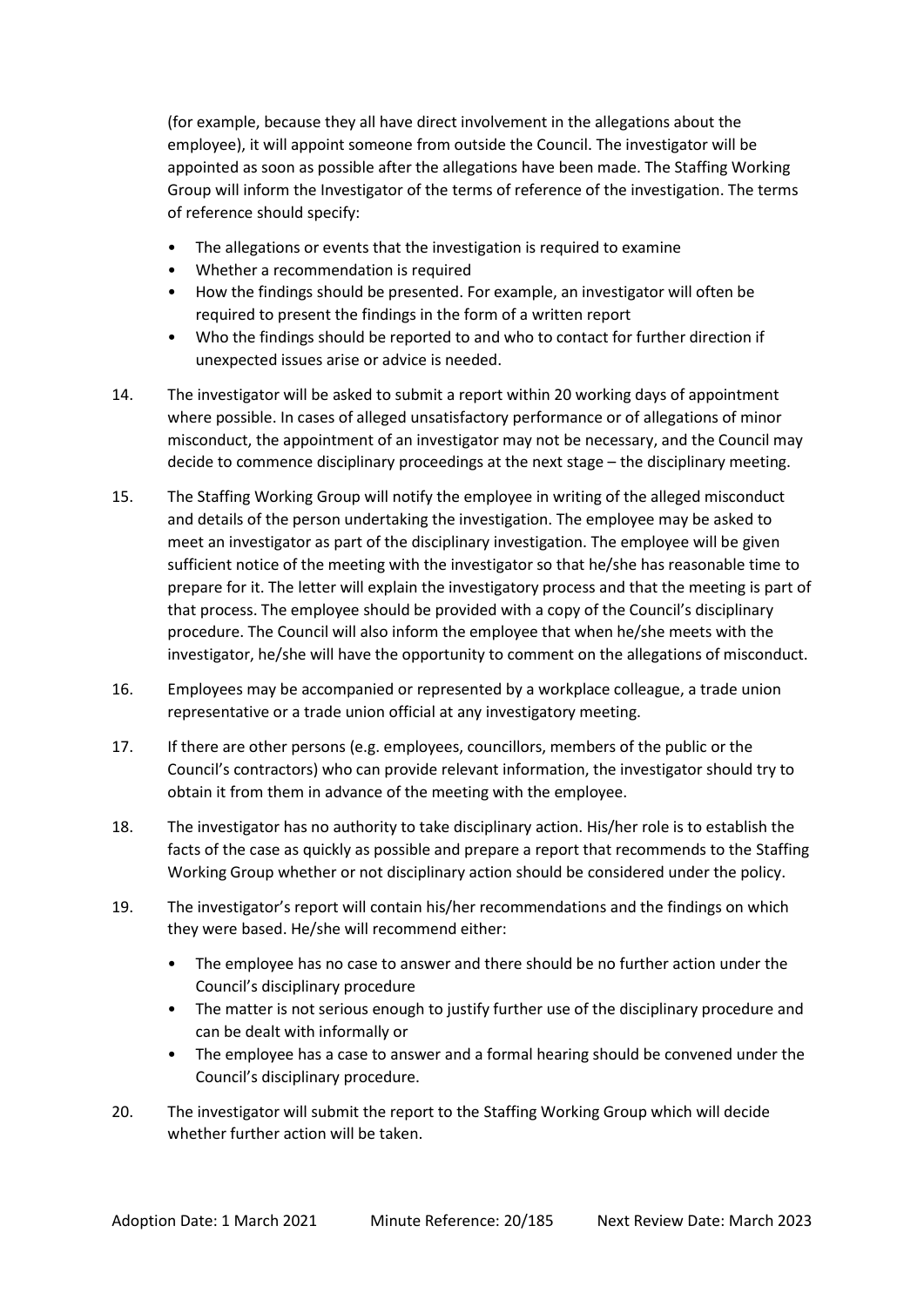(for example, because they all have direct involvement in the allegations about the employee), it will appoint someone from outside the Council. The investigator will be appointed as soon as possible after the allegations have been made. The Staffing Working Group will inform the Investigator of the terms of reference of the investigation. The terms of reference should specify:

- The allegations or events that the investigation is required to examine
- Whether a recommendation is required
- How the findings should be presented. For example, an investigator will often be required to present the findings in the form of a written report
- Who the findings should be reported to and who to contact for further direction if unexpected issues arise or advice is needed.

14. The investigator will be asked to submit a report within 20 working days of appointment where possible. In cases of alleged unsatisfactory performance or of allegations of minor misconduct, the appointment of an investigator may not be necessary, and the Council may decide to commence disciplinary proceedings at the next stage – the disciplinary meeting.

15. The Staffing Working Group will notify the employee in writing of the alleged misconduct and details of the person undertaking the investigation. The employee may be asked to meet an investigator as part of the disciplinary investigation. The employee will be given sufficient notice of the meeting with the investigator so that he/she has reasonable time to prepare for it. The letter will explain the investigatory process and that the meeting is part of that process. The employee should be provided with a copy of the Council's disciplinary procedure. The Council will also inform the employee that when he/she meets with the investigator, he/she will have the opportunity to comment on the allegations of misconduct.

16. Employees may be accompanied or represented by a workplace colleague, a trade union representative or a trade union official at any investigatory meeting.

17. If there are other persons (e.g. employees, councillors, members of the public or the Council's contractors) who can provide relevant information, the investigator should try to obtain it from them in advance of the meeting with the employee.

18. The investigator has no authority to take disciplinary action. His/her role is to establish the facts of the case as quickly as possible and prepare a report that recommends to the Staffing Working Group whether or not disciplinary action should be considered under the policy.

19. The investigator's report will contain his/her recommendations and the findings on which they were based. He/she will recommend either:

    - The employee has no case to answer and there should be no further action under the Council's disciplinary procedure
    - The matter is not serious enough to justify further use of the disciplinary procedure and can be dealt with informally or
    - The employee has a case to answer and a formal hearing should be convened under the Council's disciplinary procedure.

20. The investigator will submit the report to the Staffing Working Group which will decide whether further action will be taken.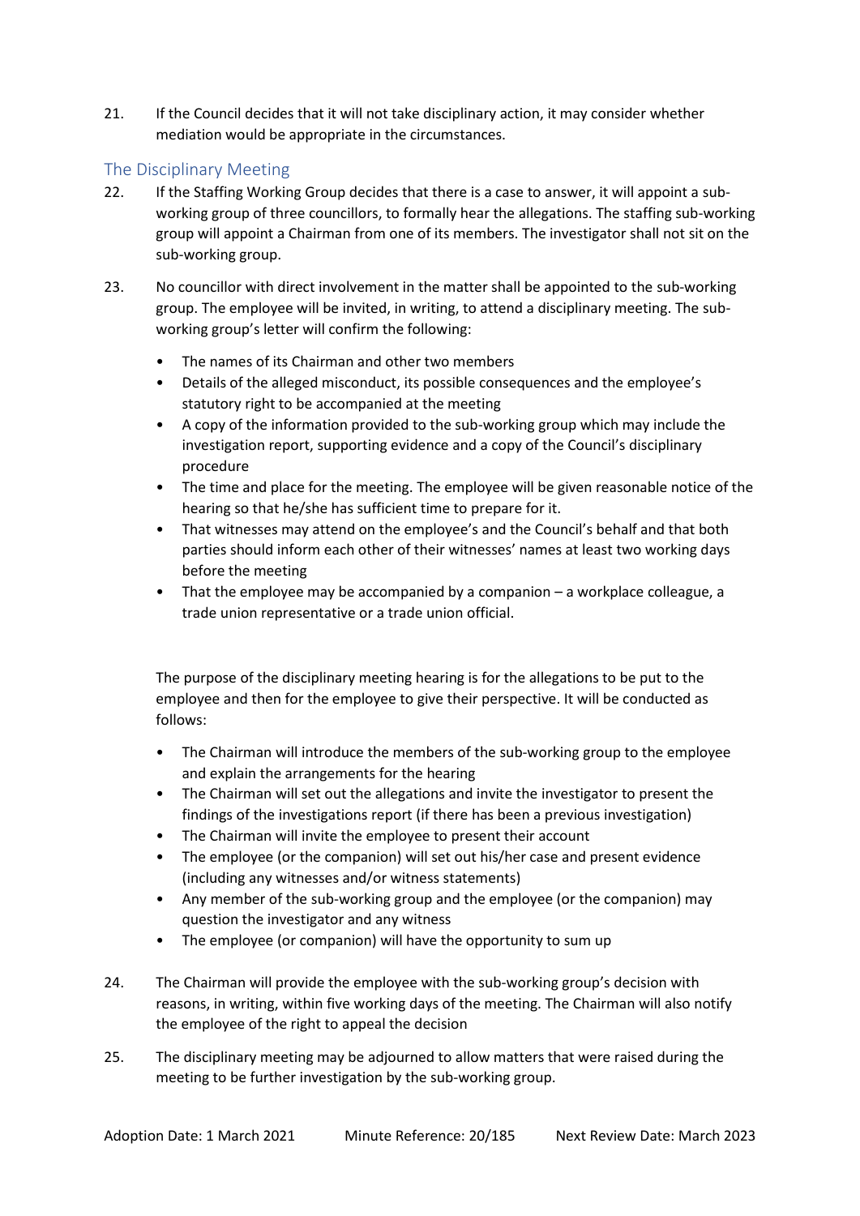21. If the Council decides that it will not take disciplinary action, it may consider whether mediation would be appropriate in the circumstances.

## The Disciplinary Meeting

22. If the Staffing Working Group decides that there is a case to answer, it will appoint a sub-working group of three councillors, to formally hear the allegations. The staffing sub-working group will appoint a Chairman from one of its members. The investigator shall not sit on the sub-working group.

23. No councillor with direct involvement in the matter shall be appointed to the sub-working group. The employee will be invited, in writing, to attend a disciplinary meeting. The sub-working group's letter will confirm the following:

    - The names of its Chairman and other two members
    - Details of the alleged misconduct, its possible consequences and the employee's statutory right to be accompanied at the meeting
    - A copy of the information provided to the sub-working group which may include the investigation report, supporting evidence and a copy of the Council's disciplinary procedure
    - The time and place for the meeting. The employee will be given reasonable notice of the hearing so that he/she has sufficient time to prepare for it.
    - That witnesses may attend on the employee's and the Council's behalf and that both parties should inform each other of their witnesses' names at least two working days before the meeting
    - That the employee may be accompanied by a companion – a workplace colleague, a trade union representative or a trade union official.

    The purpose of the disciplinary meeting hearing is for the allegations to be put to the employee and then for the employee to give their perspective. It will be conducted as follows:

    - The Chairman will introduce the members of the sub-working group to the employee and explain the arrangements for the hearing
    - The Chairman will set out the allegations and invite the investigator to present the findings of the investigations report (if there has been a previous investigation)
    - The Chairman will invite the employee to present their account
    - The employee (or the companion) will set out his/her case and present evidence (including any witnesses and/or witness statements)
    - Any member of the sub-working group and the employee (or the companion) may question the investigator and any witness
    - The employee (or companion) will have the opportunity to sum up

24. The Chairman will provide the employee with the sub-working group's decision with reasons, in writing, within five working days of the meeting. The Chairman will also notify the employee of the right to appeal the decision

25. The disciplinary meeting may be adjourned to allow matters that were raised during the meeting to be further investigation by the sub-working group.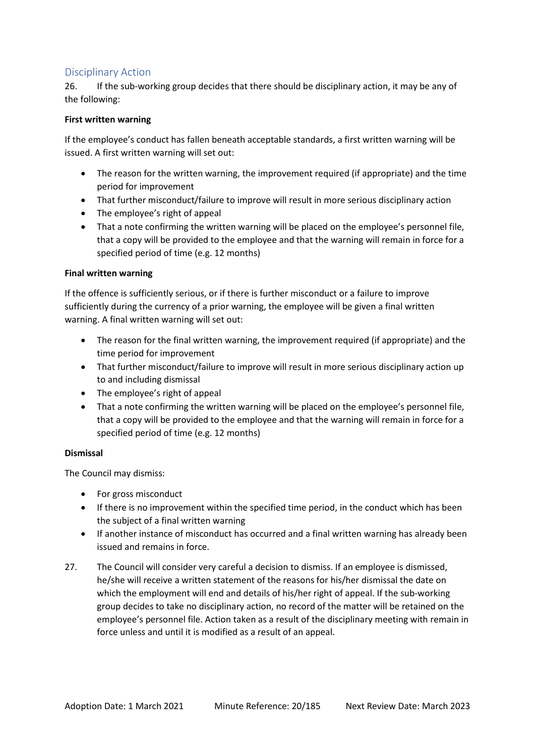## Disciplinary Action

26. If the sub-working group decides that there should be disciplinary action, it may be any of the following:

**First written warning**

If the employee's conduct has fallen beneath acceptable standards, a first written warning will be issued. A first written warning will set out:

- The reason for the written warning, the improvement required (if appropriate) and the time period for improvement
- That further misconduct/failure to improve will result in more serious disciplinary action
- The employee's right of appeal
- That a note confirming the written warning will be placed on the employee's personnel file, that a copy will be provided to the employee and that the warning will remain in force for a specified period of time (e.g. 12 months)

**Final written warning**

If the offence is sufficiently serious, or if there is further misconduct or a failure to improve sufficiently during the currency of a prior warning, the employee will be given a final written warning. A final written warning will set out:

- The reason for the final written warning, the improvement required (if appropriate) and the time period for improvement
- That further misconduct/failure to improve will result in more serious disciplinary action up to and including dismissal
- The employee's right of appeal
- That a note confirming the written warning will be placed on the employee's personnel file, that a copy will be provided to the employee and that the warning will remain in force for a specified period of time (e.g. 12 months)

**Dismissal**

The Council may dismiss:

- For gross misconduct
- If there is no improvement within the specified time period, in the conduct which has been the subject of a final written warning
- If another instance of misconduct has occurred and a final written warning has already been issued and remains in force.

27. The Council will consider very careful a decision to dismiss. If an employee is dismissed, he/she will receive a written statement of the reasons for his/her dismissal the date on which the employment will end and details of his/her right of appeal. If the sub-working group decides to take no disciplinary action, no record of the matter will be retained on the employee's personnel file. Action taken as a result of the disciplinary meeting with remain in force unless and until it is modified as a result of an appeal.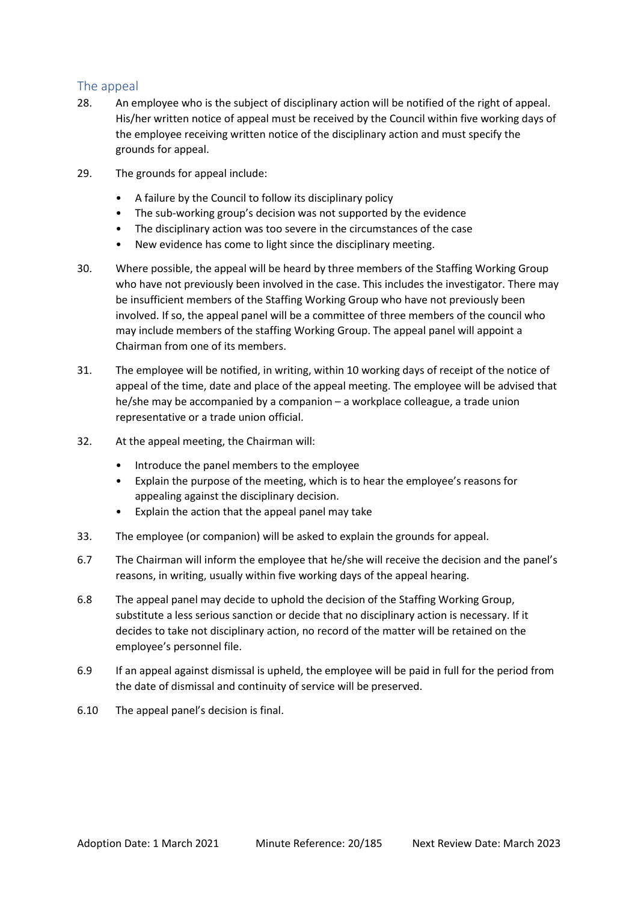## The appeal

28. An employee who is the subject of disciplinary action will be notified of the right of appeal. His/her written notice of appeal must be received by the Council within five working days of the employee receiving written notice of the disciplinary action and must specify the grounds for appeal.

29. The grounds for appeal include:

    - A failure by the Council to follow its disciplinary policy
    - The sub-working group's decision was not supported by the evidence
    - The disciplinary action was too severe in the circumstances of the case
    - New evidence has come to light since the disciplinary meeting.

30. Where possible, the appeal will be heard by three members of the Staffing Working Group who have not previously been involved in the case. This includes the investigator. There may be insufficient members of the Staffing Working Group who have not previously been involved. If so, the appeal panel will be a committee of three members of the council who may include members of the staffing Working Group. The appeal panel will appoint a Chairman from one of its members.

31. The employee will be notified, in writing, within 10 working days of receipt of the notice of appeal of the time, date and place of the appeal meeting. The employee will be advised that he/she may be accompanied by a companion – a workplace colleague, a trade union representative or a trade union official.

32. At the appeal meeting, the Chairman will:

    - Introduce the panel members to the employee
    - Explain the purpose of the meeting, which is to hear the employee's reasons for appealing against the disciplinary decision.
    - Explain the action that the appeal panel may take

33. The employee (or companion) will be asked to explain the grounds for appeal.

6.7 The Chairman will inform the employee that he/she will receive the decision and the panel's reasons, in writing, usually within five working days of the appeal hearing.

6.8 The appeal panel may decide to uphold the decision of the Staffing Working Group, substitute a less serious sanction or decide that no disciplinary action is necessary. If it decides to take not disciplinary action, no record of the matter will be retained on the employee's personnel file.

6.9 If an appeal against dismissal is upheld, the employee will be paid in full for the period from the date of dismissal and continuity of service will be preserved.

6.10 The appeal panel's decision is final.

Adoption Date: 1 March 2021 Minute Reference: 20/185 Next Review Date: March 2023